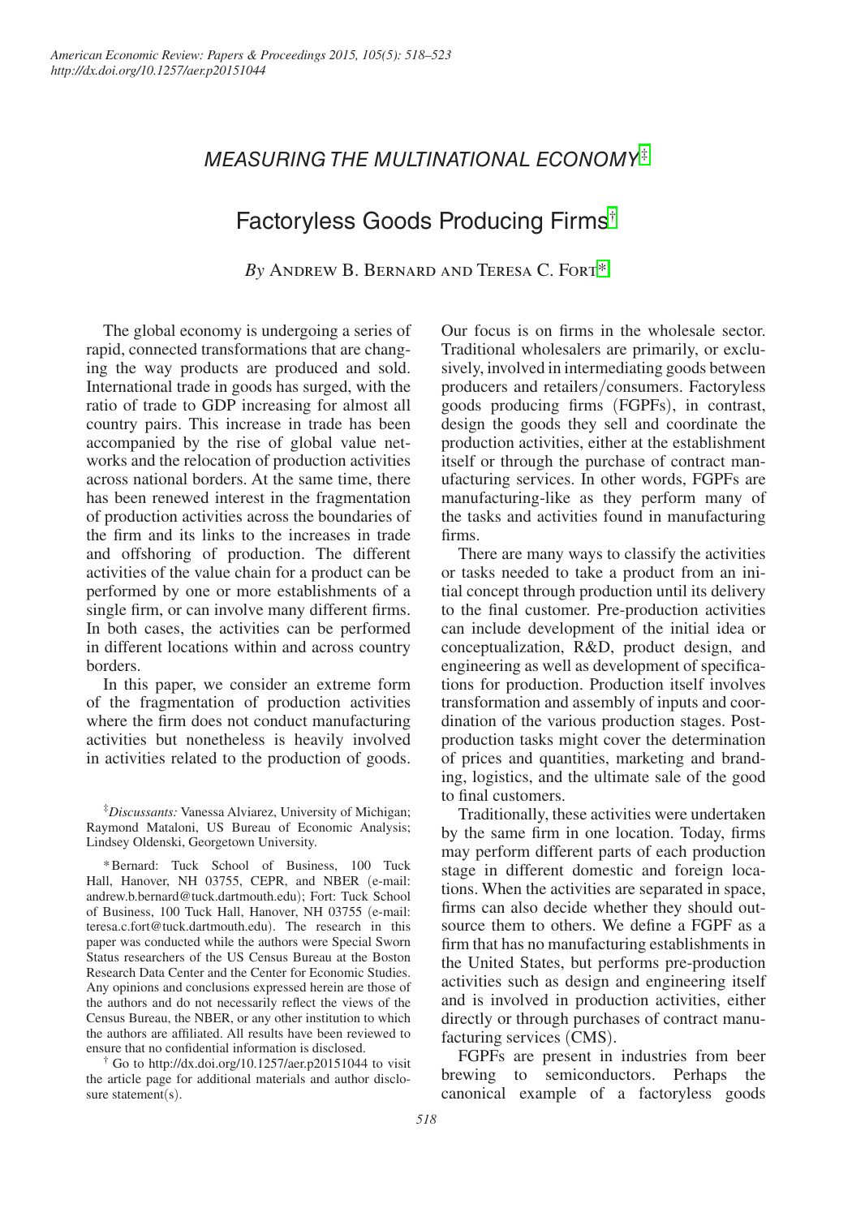## MEASURING THE MULTINATIONAL ECONOMY[‡]

# Factoryless Goods Producing Firms[†]

*By* Andrew B. Bernard and Teresa C. Fort[*]

The global economy is undergoing a series of rapid, connected transformations that are changing the way products are produced and sold. International trade in goods has surged, with the ratio of trade to GDP increasing for almost all country pairs. This increase in trade has been accompanied by the rise of global value networks and the relocation of production activities across national borders. At the same time, there has been renewed interest in the fragmentation of production activities across the boundaries of the firm and its links to the increases in trade and offshoring of production. The different activities of the value chain for a product can be performed by one or more establishments of a single firm, or can involve many different firms. In both cases, the activities can be performed in different locations within and across country borders.

In this paper, we consider an extreme form of the fragmentation of production activities where the firm does not conduct manufacturing activities but nonetheless is heavily involved in activities related to the production of goods. Our focus is on firms in the wholesale sector. Traditional wholesalers are primarily, or exclusively, involved in intermediating goods between producers and retailers/consumers. Factoryless goods producing firms (FGPFs), in contrast, design the goods they sell and coordinate the production activities, either at the establishment itself or through the purchase of contract manufacturing services. In other words, FGPFs are manufacturing-like as they perform many of the tasks and activities found in manufacturing firms.

There are many ways to classify the activities or tasks needed to take a product from an initial concept through production until its delivery to the final customer. Pre-production activities can include development of the initial idea or conceptualization, R&D, product design, and engineering as well as development of specifications for production. Production itself involves transformation and assembly of inputs and coordination of the various production stages. Post-production tasks might cover the determination of prices and quantities, marketing and branding, logistics, and the ultimate sale of the good to final customers.

Traditionally, these activities were undertaken by the same firm in one location. Today, firms may perform different parts of each production stage in different domestic and foreign locations. When the activities are separated in space, firms can also decide whether they should outsource them to others. We define a FGPF as a firm that has no manufacturing establishments in the United States, but performs pre-production activities such as design and engineering itself and is involved in production activities, either directly or through purchases of contract manufacturing services (CMS).

FGPFs are present in industries from beer brewing to semiconductors. Perhaps the canonical example of a factoryless goods

[‡]*Discussants:* Vanessa Alviarez, University of Michigan; Raymond Mataloni, US Bureau of Economic Analysis; Lindsey Oldenski, Georgetown University.

[*]Bernard: Tuck School of Business, 100 Tuck Hall, Hanover, NH 03755, CEPR, and NBER (e-mail: andrew.b.bernard@tuck.dartmouth.edu); Fort: Tuck School of Business, 100 Tuck Hall, Hanover, NH 03755 (e-mail: teresa.c.fort@tuck.dartmouth.edu). The research in this paper was conducted while the authors were Special Sworn Status researchers of the US Census Bureau at the Boston Research Data Center and the Center for Economic Studies. Any opinions and conclusions expressed herein are those of the authors and do not necessarily reflect the views of the Census Bureau, the NBER, or any other institution to which the authors are affiliated. All results have been reviewed to ensure that no confidential information is disclosed.

[†] Go to http://dx.doi.org/10.1257/aer.p20151044 to visit the article page for additional materials and author disclosure statement(s).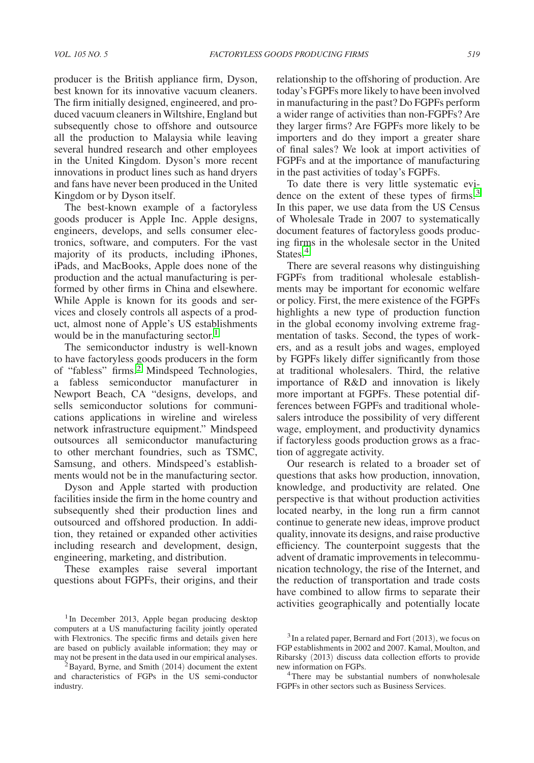producer is the British appliance firm, Dyson, best known for its innovative vacuum cleaners. The firm initially designed, engineered, and produced vacuum cleaners in Wiltshire, England but subsequently chose to offshore and outsource all the production to Malaysia while leaving several hundred research and other employees in the United Kingdom. Dyson's more recent innovations in product lines such as hand dryers and fans have never been produced in the United Kingdom or by Dyson itself.

The best-known example of a factoryless goods producer is Apple Inc. Apple designs, engineers, develops, and sells consumer electronics, software, and computers. For the vast majority of its products, including iPhones, iPads, and MacBooks, Apple does none of the production and the actual manufacturing is performed by other firms in China and elsewhere. While Apple is known for its goods and services and closely controls all aspects of a product, almost none of Apple's US establishments would be in the manufacturing sector.[1]

The semiconductor industry is well-known to have factoryless goods producers in the form of "fabless" firms.[2] Mindspeed Technologies, a fabless semiconductor manufacturer in Newport Beach, CA "designs, develops, and sells semiconductor solutions for communications applications in wireline and wireless network infrastructure equipment." Mindspeed outsources all semiconductor manufacturing to other merchant foundries, such as TSMC, Samsung, and others. Mindspeed's establishments would not be in the manufacturing sector.

Dyson and Apple started with production facilities inside the firm in the home country and subsequently shed their production lines and outsourced and offshored production. In addition, they retained or expanded other activities including research and development, design, engineering, marketing, and distribution.

These examples raise several important questions about FGPFs, their origins, and their relationship to the offshoring of production. Are today's FGPFs more likely to have been involved in manufacturing in the past? Do FGPFs perform a wider range of activities than non-FGPFs? Are they larger firms? Are FGPFs more likely to be importers and do they import a greater share of final sales? We look at import activities of FGPFs and at the importance of manufacturing in the past activities of today's FGPFs.

To date there is very little systematic evidence on the extent of these types of firms.[3] In this paper, we use data from the US Census of Wholesale Trade in 2007 to systematically document features of factoryless goods producing firms in the wholesale sector in the United States.[4]

There are several reasons why distinguishing FGPFs from traditional wholesale establishments may be important for economic welfare or policy. First, the mere existence of the FGPFs highlights a new type of production function in the global economy involving extreme fragmentation of tasks. Second, the types of workers, and as a result jobs and wages, employed by FGPFs likely differ significantly from those at traditional wholesalers. Third, the relative importance of R&D and innovation is likely more important at FGPFs. These potential differences between FGPFs and traditional wholesalers introduce the possibility of very different wage, employment, and productivity dynamics if factoryless goods production grows as a fraction of aggregate activity.

Our research is related to a broader set of questions that asks how production, innovation, knowledge, and productivity are related. One perspective is that without production activities located nearby, in the long run a firm cannot continue to generate new ideas, improve product quality, innovate its designs, and raise productive efficiency. The counterpoint suggests that the advent of dramatic improvements in telecommunication technology, the rise of the Internet, and the reduction of transportation and trade costs have combined to allow firms to separate their activities geographically and potentially locate

[1] In December 2013, Apple began producing desktop computers at a US manufacturing facility jointly operated with Flextronics. The specific firms and details given here are based on publicly available information; they may or may not be present in the data used in our empirical analyses.

[2] Bayard, Byrne, and Smith (2014) document the extent and characteristics of FGPs in the US semi-conductor industry.

[3] In a related paper, Bernard and Fort (2013), we focus on FGP establishments in 2002 and 2007. Kamal, Moulton, and Ribarsky (2013) discuss data collection efforts to provide new information on FGPs.

[4] There may be substantial numbers of nonwholesale FGPFs in other sectors such as Business Services.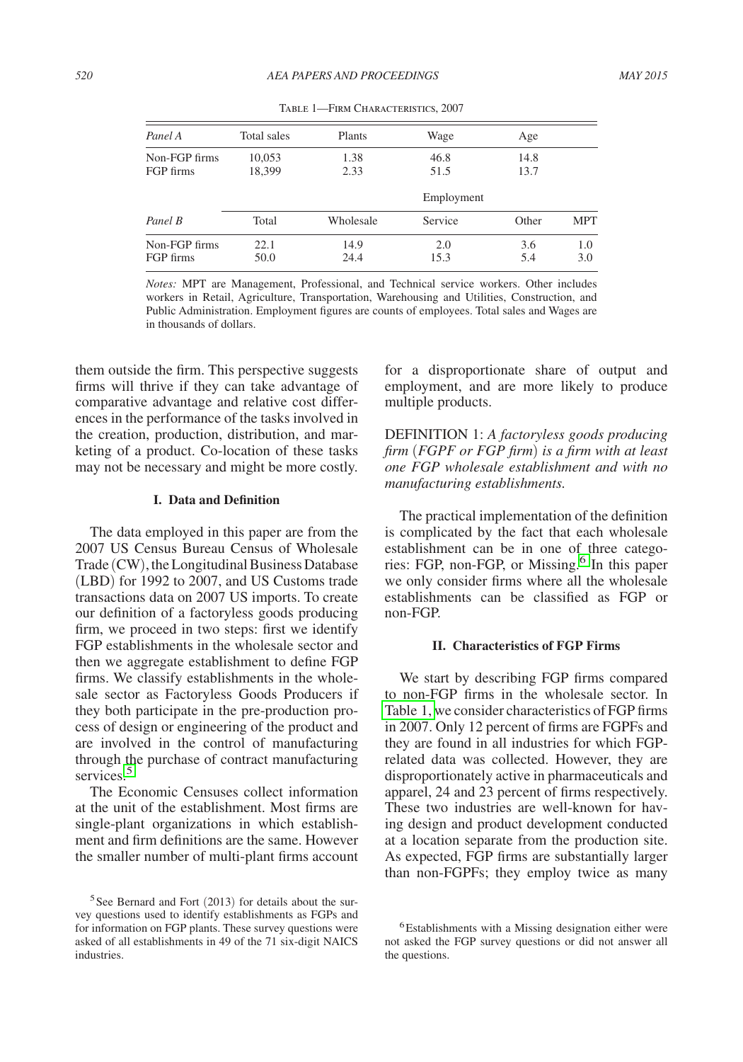Table 1—Firm Characteristics, 2007

| *Panel A* | Total sales | Plants | Wage | Age | |
|---|---|---|---|---|---|
| Non-FGP firms | 10,053 | 1.38 | 46.8 | 14.8 | |
| FGP firms | 18,399 | 2.33 | 51.5 | 13.7 | |
| | | | Employment | | |
| *Panel B* | Total | Wholesale | Service | Other | MPT |
| Non-FGP firms | 22.1 | 14.9 | 2.0 | 3.6 | 1.0 |
| FGP firms | 50.0 | 24.4 | 15.3 | 5.4 | 3.0 |

*Notes:* MPT are Management, Professional, and Technical service workers. Other includes workers in Retail, Agriculture, Transportation, Warehousing and Utilities, Construction, and Public Administration. Employment figures are counts of employees. Total sales and Wages are in thousands of dollars.

them outside the firm. This perspective suggests firms will thrive if they can take advantage of comparative advantage and relative cost differences in the performance of the tasks involved in the creation, production, distribution, and marketing of a product. Co-location of these tasks may not be necessary and might be more costly.

## I. Data and Definition

The data employed in this paper are from the 2007 US Census Bureau Census of Wholesale Trade (CW), the Longitudinal Business Database (LBD) for 1992 to 2007, and US Customs trade transactions data on 2007 US imports. To create our definition of a factoryless goods producing firm, we proceed in two steps: first we identify FGP establishments in the wholesale sector and then we aggregate establishment to define FGP firms. We classify establishments in the wholesale sector as Factoryless Goods Producers if they both participate in the pre-production process of design or engineering of the product and are involved in the control of manufacturing through the purchase of contract manufacturing services.[5]

The Economic Censuses collect information at the unit of the establishment. Most firms are single-plant organizations in which establishment and firm definitions are the same. However the smaller number of multi-plant firms account for a disproportionate share of output and employment, and are more likely to produce multiple products.

DEFINITION 1: *A factoryless goods producing firm (FGPF or FGP firm) is a firm with at least one FGP wholesale establishment and with no manufacturing establishments.*

The practical implementation of the definition is complicated by the fact that each wholesale establishment can be in one of three categories: FGP, non-FGP, or Missing.[6] In this paper we only consider firms where all the wholesale establishments can be classified as FGP or non-FGP.

## II. Characteristics of FGP Firms

We start by describing FGP firms compared to non-FGP firms in the wholesale sector. In Table 1, we consider characteristics of FGP firms in 2007. Only 12 percent of firms are FGPFs and they are found in all industries for which FGP-related data was collected. However, they are disproportionately active in pharmaceuticals and apparel, 24 and 23 percent of firms respectively. These two industries are well-known for having design and product development conducted at a location separate from the production site. As expected, FGP firms are substantially larger than non-FGPFs; they employ twice as many

[5] See Bernard and Fort (2013) for details about the survey questions used to identify establishments as FGPs and for information on FGP plants. These survey questions were asked of all establishments in 49 of the 71 six-digit NAICS industries.

[6] Establishments with a Missing designation either were not asked the FGP survey questions or did not answer all the questions.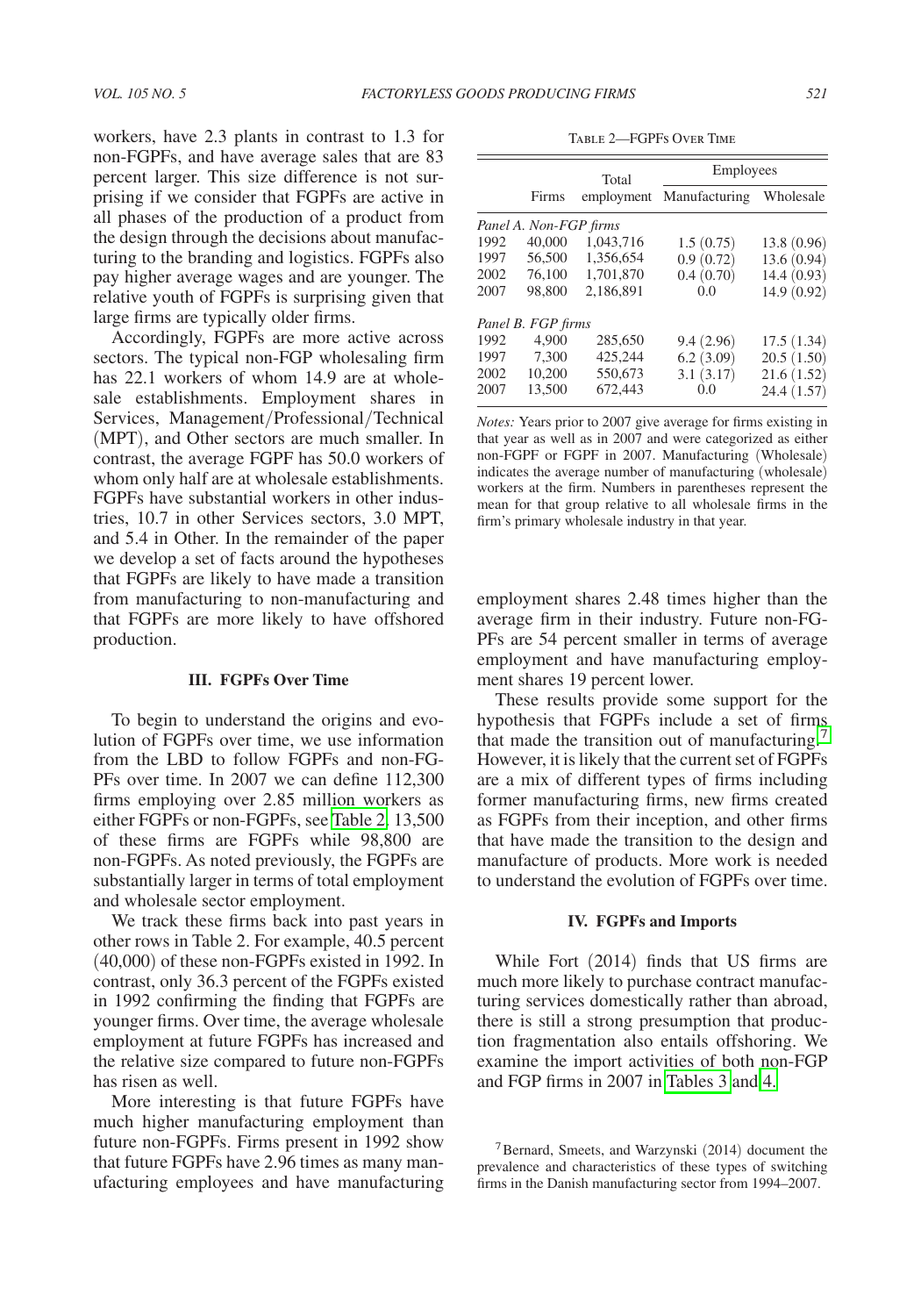workers, have 2.3 plants in contrast to 1.3 for non-FGPFs, and have average sales that are 83 percent larger. This size difference is not surprising if we consider that FGPFs are active in all phases of the production of a product from the design through the decisions about manufacturing to the branding and logistics. FGPFs also pay higher average wages and are younger. The relative youth of FGPFs is surprising given that large firms are typically older firms.

Accordingly, FGPFs are more active across sectors. The typical non-FGP wholesaling firm has 22.1 workers of whom 14.9 are at wholesale establishments. Employment shares in Services, Management/Professional/Technical (MPT), and Other sectors are much smaller. In contrast, the average FGPF has 50.0 workers of whom only half are at wholesale establishments. FGPFs have substantial workers in other industries, 10.7 in other Services sectors, 3.0 MPT, and 5.4 in Other. In the remainder of the paper we develop a set of facts around the hypotheses that FGPFs are likely to have made a transition from manufacturing to non-manufacturing and that FGPFs are more likely to have offshored production.

## III. FGPFs Over Time

To begin to understand the origins and evolution of FGPFs over time, we use information from the LBD to follow FGPFs and non-FGPFs over time. In 2007 we can define 112,300 firms employing over 2.85 million workers as either FGPFs or non-FGPFs, see Table 2. 13,500 of these firms are FGPFs while 98,800 are non-FGPFs. As noted previously, the FGPFs are substantially larger in terms of total employment and wholesale sector employment.

We track these firms back into past years in other rows in Table 2. For example, 40.5 percent (40,000) of these non-FGPFs existed in 1992. In contrast, only 36.3 percent of the FGPFs existed in 1992 confirming the finding that FGPFs are younger firms. Over time, the average wholesale employment at future FGPFs has increased and the relative size compared to future non-FGPFs has risen as well.

More interesting is that future FGPFs have much higher manufacturing employment than future non-FGPFs. Firms present in 1992 show that future FGPFs have 2.96 times as many manufacturing employees and have manufacturing employment shares 2.48 times higher than the average firm in their industry. Future non-FGPFs are 54 percent smaller in terms of average employment and have manufacturing employment shares 19 percent lower.

These results provide some support for the hypothesis that FGPFs include a set of firms that made the transition out of manufacturing.[7] However, it is likely that the current set of FGPFs are a mix of different types of firms including former manufacturing firms, new firms created as FGPFs from their inception, and other firms that have made the transition to the design and manufacture of products. More work is needed to understand the evolution of FGPFs over time.

Table 2—FGPFs Over Time

| | Firms | Total employment | Employees | |
|---|---|---|---|---|
| | | | Manufacturing | Wholesale |
| *Panel A. Non-FGP firms* | | | | |
| 1992 | 40,000 | 1,043,716 | 1.5 (0.75) | 13.8 (0.96) |
| 1997 | 56,500 | 1,356,654 | 0.9 (0.72) | 13.6 (0.94) |
| 2002 | 76,100 | 1,701,870 | 0.4 (0.70) | 14.4 (0.93) |
| 2007 | 98,800 | 2,186,891 | 0.0 | 14.9 (0.92) |
| *Panel B. FGP firms* | | | | |
| 1992 | 4,900 | 285,650 | 9.4 (2.96) | 17.5 (1.34) |
| 1997 | 7,300 | 425,244 | 6.2 (3.09) | 20.5 (1.50) |
| 2002 | 10,200 | 550,673 | 3.1 (3.17) | 21.6 (1.52) |
| 2007 | 13,500 | 672,443 | 0.0 | 24.4 (1.57) |

*Notes:* Years prior to 2007 give average for firms existing in that year as well as in 2007 and were categorized as either non-FGPF or FGPF in 2007. Manufacturing (Wholesale) indicates the average number of manufacturing (wholesale) workers at the firm. Numbers in parentheses represent the mean for that group relative to all wholesale firms in the firm's primary wholesale industry in that year.

## IV. FGPFs and Imports

While Fort (2014) finds that US firms are much more likely to purchase contract manufacturing services domestically rather than abroad, there is still a strong presumption that production fragmentation also entails offshoring. We examine the import activities of both non-FGP and FGP firms in 2007 in Tables 3 and 4.

[7] Bernard, Smeets, and Warzynski (2014) document the prevalence and characteristics of these types of switching firms in the Danish manufacturing sector from 1994–2007.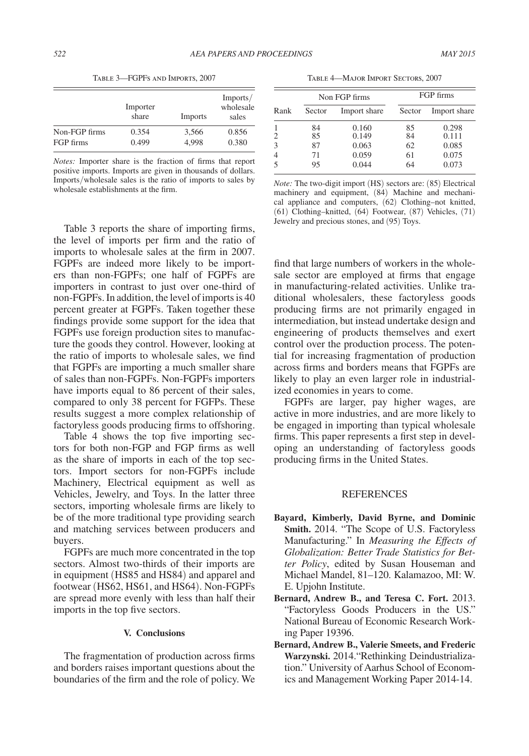Table 3—FGPFs and Imports, 2007

| | Importer share | Imports | Imports/wholesale sales |
|---|---|---|---|
| Non-FGP firms | 0.354 | 3,566 | 0.856 |
| FGP firms | 0.499 | 4,998 | 0.380 |

*Notes:* Importer share is the fraction of firms that report positive imports. Imports are given in thousands of dollars. Imports/wholesale sales is the ratio of imports to sales by wholesale establishments at the firm.

Table 3 reports the share of importing firms, the level of imports per firm and the ratio of imports to wholesale sales at the firm in 2007. FGPFs are indeed more likely to be importers than non-FGPFs; one half of FGPFs are importers in contrast to just over one-third of non-FGPFs. In addition, the level of imports is 40 percent greater at FGPFs. Taken together these findings provide some support for the idea that FGPFs use foreign production sites to manufacture the goods they control. However, looking at the ratio of imports to wholesale sales, we find that FGPFs are importing a much smaller share of sales than non-FGPFs. Non-FGPFs importers have imports equal to 86 percent of their sales, compared to only 38 percent for FGFPs. These results suggest a more complex relationship of factoryless goods producing firms to offshoring.

Table 4 shows the top five importing sectors for both non-FGP and FGP firms as well as the share of imports in each of the top sectors. Import sectors for non-FGPFs include Machinery, Electrical equipment as well as Vehicles, Jewelry, and Toys. In the latter three sectors, importing wholesale firms are likely to be of the more traditional type providing search and matching services between producers and buyers.

FGPFs are much more concentrated in the top sectors. Almost two-thirds of their imports are in equipment (HS85 and HS84) and apparel and footwear (HS62, HS61, and HS64). Non-FGPFs are spread more evenly with less than half their imports in the top five sectors.

Table 4—Major Import Sectors, 2007

| | Non FGP firms | | FGP firms | |
|---|---|---|---|---|
| Rank | Sector | Import share | Sector | Import share |
| 1 | 84 | 0.160 | 85 | 0.298 |
| 2 | 85 | 0.149 | 84 | 0.111 |
| 3 | 87 | 0.063 | 62 | 0.085 |
| 4 | 71 | 0.059 | 61 | 0.075 |
| 5 | 95 | 0.044 | 64 | 0.073 |

*Note:* The two-digit import (HS) sectors are: (85) Electrical machinery and equipment, (84) Machine and mechanical appliance and computers, (62) Clothing–not knitted, (61) Clothing–knitted, (64) Footwear, (87) Vehicles, (71) Jewelry and precious stones, and (95) Toys.

### V. Conclusions

The fragmentation of production across firms and borders raises important questions about the boundaries of the firm and the role of policy. We find that large numbers of workers in the wholesale sector are employed at firms that engage in manufacturing-related activities. Unlike traditional wholesalers, these factoryless goods producing firms are not primarily engaged in intermediation, but instead undertake design and engineering of products themselves and exert control over the production process. The potential for increasing fragmentation of production across firms and borders means that FGPFs are likely to play an even larger role in industrialized economies in years to come.

FGPFs are larger, pay higher wages, are active in more industries, and are more likely to be engaged in importing than typical wholesale firms. This paper represents a first step in developing an understanding of factoryless goods producing firms in the United States.

## REFERENCES

**Bayard, Kimberly, David Byrne, and Dominic Smith.** 2014. "The Scope of U.S. Factoryless Manufacturing." In *Measuring the Effects of Globalization: Better Trade Statistics for Better Policy*, edited by Susan Houseman and Michael Mandel, 81–120. Kalamazoo, MI: W. E. Upjohn Institute.

**Bernard, Andrew B., and Teresa C. Fort.** 2013. "Factoryless Goods Producers in the US." National Bureau of Economic Research Working Paper 19396.

**Bernard, Andrew B., Valerie Smeets, and Frederic Warzynski.** 2014. "Rethinking Deindustrialization." University of Aarhus School of Economics and Management Working Paper 2014-14.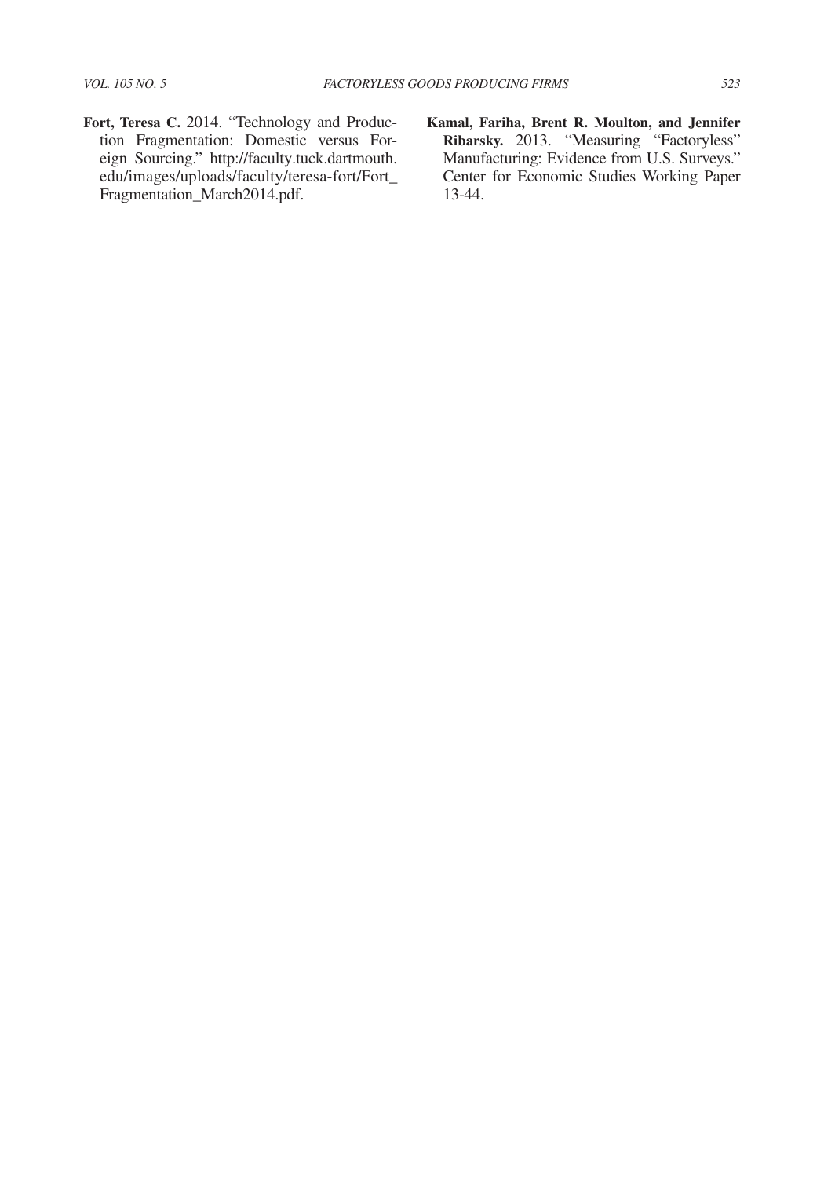**Fort, Teresa C.** 2014. "Technology and Production Fragmentation: Domestic versus Foreign Sourcing." http://faculty.tuck.dartmouth.edu/images/uploads/faculty/teresa-fort/Fort_Fragmentation_March2014.pdf.

**Kamal, Fariha, Brent R. Moulton, and Jennifer Ribarsky.** 2013. "Measuring "Factoryless" Manufacturing: Evidence from U.S. Surveys." Center for Economic Studies Working Paper 13-44.